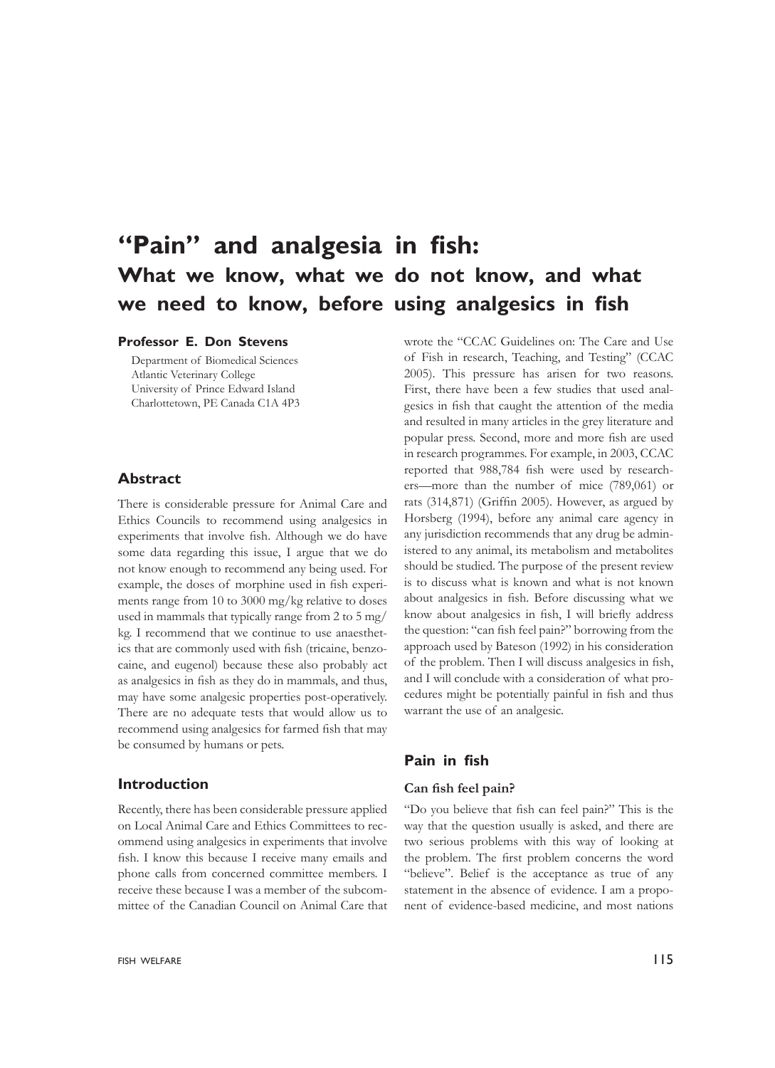# "Pain" and analgesia in fish:

## What we know, what we do not know, and what we need to know, before using analgesics in fish

**Professor E. Don Stevens**

Department of Biomedical Sciences
Atlantic Veterinary College
University of Prince Edward Island
Charlottetown, PE Canada C1A 4P3

### Abstract

There is considerable pressure for Animal Care and Ethics Councils to recommend using analgesics in experiments that involve fish. Although we do have some data regarding this issue, I argue that we do not know enough to recommend any being used. For example, the doses of morphine used in fish experiments range from 10 to 3000 mg/kg relative to doses used in mammals that typically range from 2 to 5 mg/kg. I recommend that we continue to use anaesthetics that are commonly used with fish (tricaine, benzocaine, and eugenol) because these also probably act as analgesics in fish as they do in mammals, and thus, may have some analgesic properties post-operatively. There are no adequate tests that would allow us to recommend using analgesics for farmed fish that may be consumed by humans or pets.

### Introduction

Recently, there has been considerable pressure applied on Local Animal Care and Ethics Committees to recommend using analgesics in experiments that involve fish. I know this because I receive many emails and phone calls from concerned committee members. I receive these because I was a member of the subcommittee of the Canadian Council on Animal Care that wrote the "CCAC Guidelines on: The Care and Use of Fish in research, Teaching, and Testing" (CCAC 2005). This pressure has arisen for two reasons. First, there have been a few studies that used analgesics in fish that caught the attention of the media and resulted in many articles in the grey literature and popular press. Second, more and more fish are used in research programmes. For example, in 2003, CCAC reported that 988,784 fish were used by researchers—more than the number of mice (789,061) or rats (314,871) (Griffin 2005). However, as argued by Horsberg (1994), before any animal care agency in any jurisdiction recommends that any drug be administered to any animal, its metabolism and metabolites should be studied. The purpose of the present review is to discuss what is known and what is not known about analgesics in fish. Before discussing what we know about analgesics in fish, I will briefly address the question: "can fish feel pain?" borrowing from the approach used by Bateson (1992) in his consideration of the problem. Then I will discuss analgesics in fish, and I will conclude with a consideration of what procedures might be potentially painful in fish and thus warrant the use of an analgesic.

### Pain in fish

#### Can fish feel pain?

"Do you believe that fish can feel pain?" This is the way that the question usually is asked, and there are two serious problems with this way of looking at the problem. The first problem concerns the word "believe". Belief is the acceptance as true of any statement in the absence of evidence. I am a proponent of evidence-based medicine, and most nations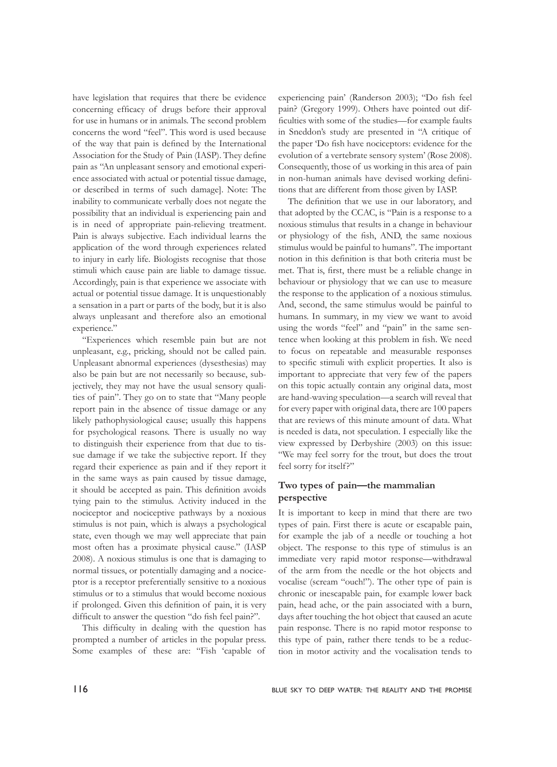have legislation that requires that there be evidence concerning efficacy of drugs before their approval for use in humans or in animals. The second problem concerns the word "feel". This word is used because of the way that pain is defined by the International Association for the Study of Pain (IASP). They define pain as "An unpleasant sensory and emotional experience associated with actual or potential tissue damage, or described in terms of such damage]. Note: The inability to communicate verbally does not negate the possibility that an individual is experiencing pain and is in need of appropriate pain-relieving treatment. Pain is always subjective. Each individual learns the application of the word through experiences related to injury in early life. Biologists recognise that those stimuli which cause pain are liable to damage tissue. Accordingly, pain is that experience we associate with actual or potential tissue damage. It is unquestionably a sensation in a part or parts of the body, but it is also always unpleasant and therefore also an emotional experience."

"Experiences which resemble pain but are not unpleasant, e.g., pricking, should not be called pain. Unpleasant abnormal experiences (dysesthesias) may also be pain but are not necessarily so because, subjectively, they may not have the usual sensory qualities of pain". They go on to state that "Many people report pain in the absence of tissue damage or any likely pathophysiological cause; usually this happens for psychological reasons. There is usually no way to distinguish their experience from that due to tissue damage if we take the subjective report. If they regard their experience as pain and if they report it in the same ways as pain caused by tissue damage, it should be accepted as pain. This definition avoids tying pain to the stimulus. Activity induced in the nociceptor and nociceptive pathways by a noxious stimulus is not pain, which is always a psychological state, even though we may well appreciate that pain most often has a proximate physical cause." (IASP 2008). A noxious stimulus is one that is damaging to normal tissues, or potentially damaging and a nociceptor is a receptor preferentially sensitive to a noxious stimulus or to a stimulus that would become noxious if prolonged. Given this definition of pain, it is very difficult to answer the question "do fish feel pain?".

This difficulty in dealing with the question has prompted a number of articles in the popular press. Some examples of these are: "Fish 'capable of experiencing pain' (Randerson 2003); "Do fish feel pain? (Gregory 1999). Others have pointed out difficulties with some of the studies—for example faults in Sneddon's study are presented in "A critique of the paper 'Do fish have nociceptors: evidence for the evolution of a vertebrate sensory system' (Rose 2008). Consequently, those of us working in this area of pain in non-human animals have devised working definitions that are different from those given by IASP.

The definition that we use in our laboratory, and that adopted by the CCAC, is "Pain is a response to a noxious stimulus that results in a change in behaviour or physiology of the fish, AND, the same noxious stimulus would be painful to humans". The important notion in this definition is that both criteria must be met. That is, first, there must be a reliable change in behaviour or physiology that we can use to measure the response to the application of a noxious stimulus. And, second, the same stimulus would be painful to humans. In summary, in my view we want to avoid using the words "feel" and "pain" in the same sentence when looking at this problem in fish. We need to focus on repeatable and measurable responses to specific stimuli with explicit properties. It also is important to appreciate that very few of the papers on this topic actually contain any original data, most are hand-waving speculation—a search will reveal that for every paper with original data, there are 100 papers that are reviews of this minute amount of data. What is needed is data, not speculation. I especially like the view expressed by Derbyshire (2003) on this issue: "We may feel sorry for the trout, but does the trout feel sorry for itself?"

## Two types of pain—the mammalian perspective

It is important to keep in mind that there are two types of pain. First there is acute or escapable pain, for example the jab of a needle or touching a hot object. The response to this type of stimulus is an immediate very rapid motor response—withdrawal of the arm from the needle or the hot objects and vocalise (scream "ouch!"). The other type of pain is chronic or inescapable pain, for example lower back pain, head ache, or the pain associated with a burn, days after touching the hot object that caused an acute pain response. There is no rapid motor response to this type of pain, rather there tends to be a reduction in motor activity and the vocalisation tends to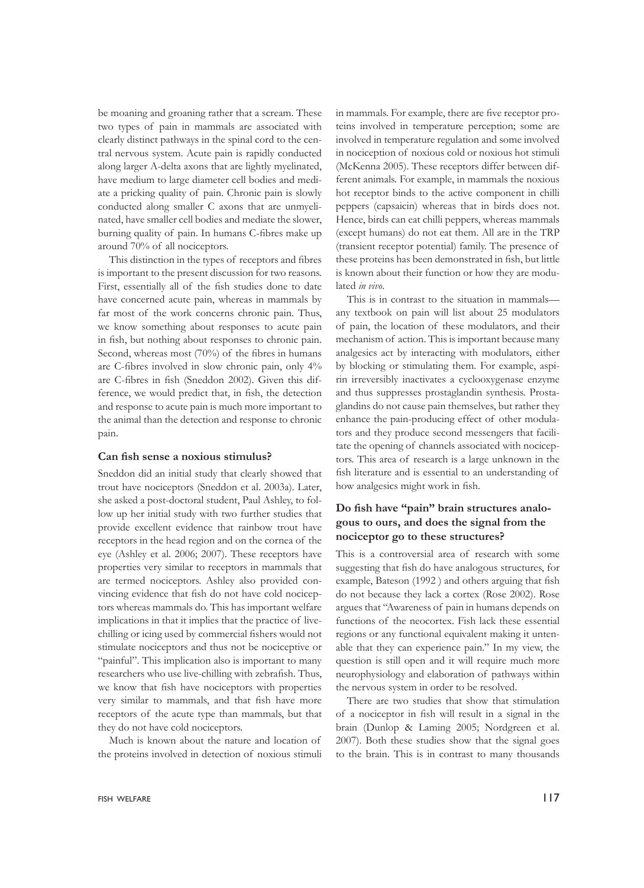be moaning and groaning rather that a scream. These two types of pain in mammals are associated with clearly distinct pathways in the spinal cord to the central nervous system. Acute pain is rapidly conducted along larger A-delta axons that are lightly myelinated, have medium to large diameter cell bodies and mediate a pricking quality of pain. Chronic pain is slowly conducted along smaller C axons that are unmyelinated, have smaller cell bodies and mediate the slower, burning quality of pain. In humans C-fibres make up around 70% of all nociceptors.

This distinction in the types of receptors and fibres is important to the present discussion for two reasons. First, essentially all of the fish studies done to date have concerned acute pain, whereas in mammals by far most of the work concerns chronic pain. Thus, we know something about responses to acute pain in fish, but nothing about responses to chronic pain. Second, whereas most (70%) of the fibres in humans are C-fibres involved in slow chronic pain, only 4% are C-fibres in fish (Sneddon 2002). Given this difference, we would predict that, in fish, the detection and response to acute pain is much more important to the animal than the detection and response to chronic pain.

### Can fish sense a noxious stimulus?

Sneddon did an initial study that clearly showed that trout have nociceptors (Sneddon et al. 2003a). Later, she asked a post-doctoral student, Paul Ashley, to follow up her initial study with two further studies that provide excellent evidence that rainbow trout have receptors in the head region and on the cornea of the eye (Ashley et al. 2006; 2007). These receptors have properties very similar to receptors in mammals that are termed nociceptors. Ashley also provided convincing evidence that fish do not have cold nociceptors whereas mammals do. This has important welfare implications in that it implies that the practice of live-chilling or icing used by commercial fishers would not stimulate nociceptors and thus not be nociceptive or "painful". This implication also is important to many researchers who use live-chilling with zebrafish. Thus, we know that fish have nociceptors with properties very similar to mammals, and that fish have more receptors of the acute type than mammals, but that they do not have cold nociceptors.

Much is known about the nature and location of the proteins involved in detection of noxious stimuli in mammals. For example, there are five receptor proteins involved in temperature perception; some are involved in temperature regulation and some involved in nociception of noxious cold or noxious hot stimuli (McKenna 2005). These receptors differ between different animals. For example, in mammals the noxious hot receptor binds to the active component in chilli peppers (capsaicin) whereas that in birds does not. Hence, birds can eat chilli peppers, whereas mammals (except humans) do not eat them. All are in the TRP (transient receptor potential) family. The presence of these proteins has been demonstrated in fish, but little is known about their function or how they are modulated *in vivo*.

This is in contrast to the situation in mammals—any textbook on pain will list about 25 modulators of pain, the location of these modulators, and their mechanism of action. This is important because many analgesics act by interacting with modulators, either by blocking or stimulating them. For example, aspirin irreversibly inactivates a cyclooxygenase enzyme and thus suppresses prostaglandin synthesis. Prostaglandins do not cause pain themselves, but rather they enhance the pain-producing effect of other modulators and they produce second messengers that facilitate the opening of channels associated with nociceptors. This area of research is a large unknown in the fish literature and is essential to an understanding of how analgesics might work in fish.

### Do fish have "pain" brain structures analogous to ours, and does the signal from the nociceptor go to these structures?

This is a controversial area of research with some suggesting that fish do have analogous structures, for example, Bateson (1992 ) and others arguing that fish do not because they lack a cortex (Rose 2002). Rose argues that "Awareness of pain in humans depends on functions of the neocortex. Fish lack these essential regions or any functional equivalent making it untenable that they can experience pain." In my view, the question is still open and it will require much more neurophysiology and elaboration of pathways within the nervous system in order to be resolved.

There are two studies that show that stimulation of a nociceptor in fish will result in a signal in the brain (Dunlop & Laming 2005; Nordgreen et al. 2007). Both these studies show that the signal goes to the brain. This is in contrast to many thousands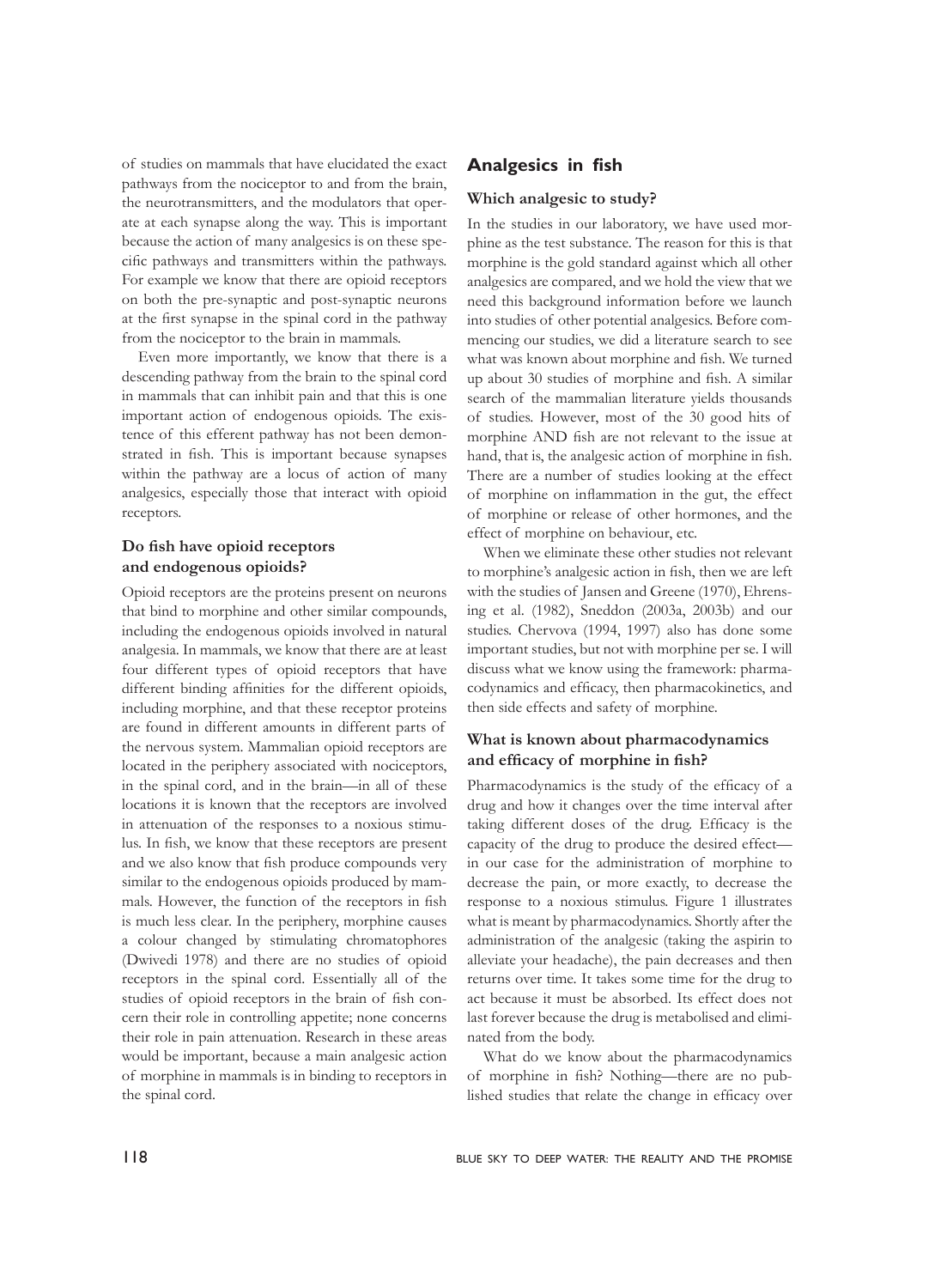of studies on mammals that have elucidated the exact pathways from the nociceptor to and from the brain, the neurotransmitters, and the modulators that operate at each synapse along the way. This is important because the action of many analgesics is on these specific pathways and transmitters within the pathways. For example we know that there are opioid receptors on both the pre-synaptic and post-synaptic neurons at the first synapse in the spinal cord in the pathway from the nociceptor to the brain in mammals.

Even more importantly, we know that there is a descending pathway from the brain to the spinal cord in mammals that can inhibit pain and that this is one important action of endogenous opioids. The existence of this efferent pathway has not been demonstrated in fish. This is important because synapses within the pathway are a locus of action of many analgesics, especially those that interact with opioid receptors.

### Do fish have opioid receptors and endogenous opioids?

Opioid receptors are the proteins present on neurons that bind to morphine and other similar compounds, including the endogenous opioids involved in natural analgesia. In mammals, we know that there are at least four different types of opioid receptors that have different binding affinities for the different opioids, including morphine, and that these receptor proteins are found in different amounts in different parts of the nervous system. Mammalian opioid receptors are located in the periphery associated with nociceptors, in the spinal cord, and in the brain—in all of these locations it is known that the receptors are involved in attenuation of the responses to a noxious stimulus. In fish, we know that these receptors are present and we also know that fish produce compounds very similar to the endogenous opioids produced by mammals. However, the function of the receptors in fish is much less clear. In the periphery, morphine causes a colour changed by stimulating chromatophores (Dwivedi 1978) and there are no studies of opioid receptors in the spinal cord. Essentially all of the studies of opioid receptors in the brain of fish concern their role in controlling appetite; none concerns their role in pain attenuation. Research in these areas would be important, because a main analgesic action of morphine in mammals is in binding to receptors in the spinal cord.

## Analgesics in fish

### Which analgesic to study?

In the studies in our laboratory, we have used morphine as the test substance. The reason for this is that morphine is the gold standard against which all other analgesics are compared, and we hold the view that we need this background information before we launch into studies of other potential analgesics. Before commencing our studies, we did a literature search to see what was known about morphine and fish. We turned up about 30 studies of morphine and fish. A similar search of the mammalian literature yields thousands of studies. However, most of the 30 good hits of morphine AND fish are not relevant to the issue at hand, that is, the analgesic action of morphine in fish. There are a number of studies looking at the effect of morphine on inflammation in the gut, the effect of morphine or release of other hormones, and the effect of morphine on behaviour, etc.

When we eliminate these other studies not relevant to morphine's analgesic action in fish, then we are left with the studies of Jansen and Greene (1970), Ehrensing et al. (1982), Sneddon (2003a, 2003b) and our studies. Chervova (1994, 1997) also has done some important studies, but not with morphine per se. I will discuss what we know using the framework: pharmacodynamics and efficacy, then pharmacokinetics, and then side effects and safety of morphine.

### What is known about pharmacodynamics and efficacy of morphine in fish?

Pharmacodynamics is the study of the efficacy of a drug and how it changes over the time interval after taking different doses of the drug. Efficacy is the capacity of the drug to produce the desired effect—in our case for the administration of morphine to decrease the pain, or more exactly, to decrease the response to a noxious stimulus. Figure 1 illustrates what is meant by pharmacodynamics. Shortly after the administration of the analgesic (taking the aspirin to alleviate your headache), the pain decreases and then returns over time. It takes some time for the drug to act because it must be absorbed. Its effect does not last forever because the drug is metabolised and eliminated from the body.

What do we know about the pharmacodynamics of morphine in fish? Nothing—there are no published studies that relate the change in efficacy over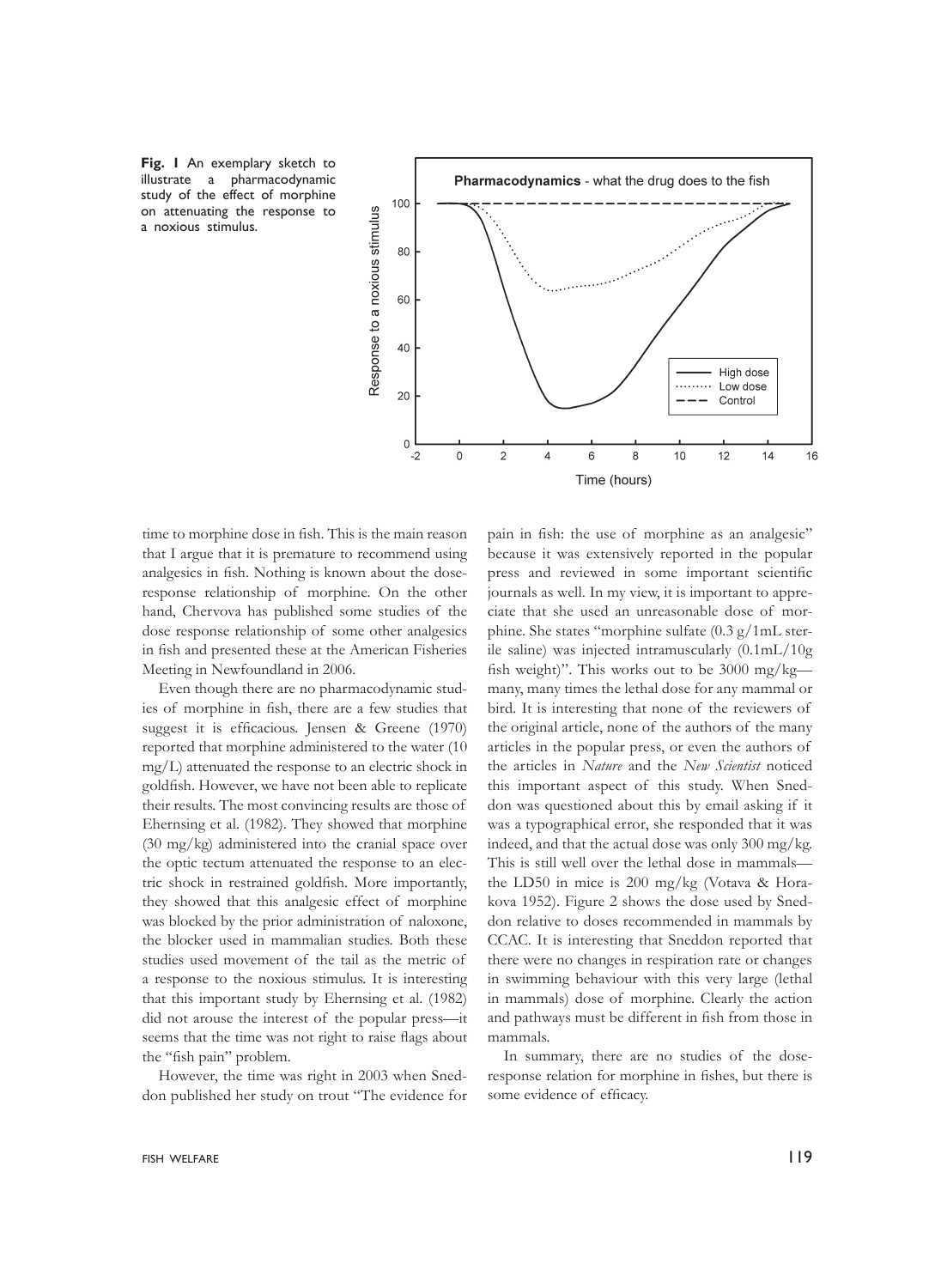**Fig. 1** An exemplary sketch to illustrate a pharmacodynamic study of the effect of morphine on attenuating the response to a noxious stimulus.

time to morphine dose in fish. This is the main reason that I argue that it is premature to recommend using analgesics in fish. Nothing is known about the dose-response relationship of morphine. On the other hand, Chervova has published some studies of the dose response relationship of some other analgesics in fish and presented these at the American Fisheries Meeting in Newfoundland in 2006.

Even though there are no pharmacodynamic studies of morphine in fish, there are a few studies that suggest it is efficacious. Jensen & Greene (1970) reported that morphine administered to the water (10 mg/L) attenuated the response to an electric shock in goldfish. However, we have not been able to replicate their results. The most convincing results are those of Ehernsing et al. (1982). They showed that morphine (30 mg/kg) administered into the cranial space over the optic tectum attenuated the response to an electric shock in restrained goldfish. More importantly, they showed that this analgesic effect of morphine was blocked by the prior administration of naloxone, the blocker used in mammalian studies. Both these studies used movement of the tail as the metric of a response to the noxious stimulus. It is interesting that this important study by Ehernsing et al. (1982) did not arouse the interest of the popular press—it seems that the time was not right to raise flags about the "fish pain" problem.

However, the time was right in 2003 when Sneddon published her study on trout "The evidence for pain in fish: the use of morphine as an analgesic" because it was extensively reported in the popular press and reviewed in some important scientific journals as well. In my view, it is important to appreciate that she used an unreasonable dose of morphine. She states "morphine sulfate (0.3 g/1mL sterile saline) was injected intramuscularly (0.1mL/10g fish weight)". This works out to be 3000 mg/kg—many, many times the lethal dose for any mammal or bird. It is interesting that none of the reviewers of the original article, none of the authors of the many articles in the popular press, or even the authors of the articles in *Nature* and the *New Scientist* noticed this important aspect of this study. When Sneddon was questioned about this by email asking if it was a typographical error, she responded that it was indeed, and that the actual dose was only 300 mg/kg. This is still well over the lethal dose in mammals—the LD50 in mice is 200 mg/kg (Votava & Horakova 1952). Figure 2 shows the dose used by Sneddon relative to doses recommended in mammals by CCAC. It is interesting that Sneddon reported that there were no changes in respiration rate or changes in swimming behaviour with this very large (lethal in mammals) dose of morphine. Clearly the action and pathways must be different in fish from those in mammals.

In summary, there are no studies of the dose-response relation for morphine in fishes, but there is some evidence of efficacy.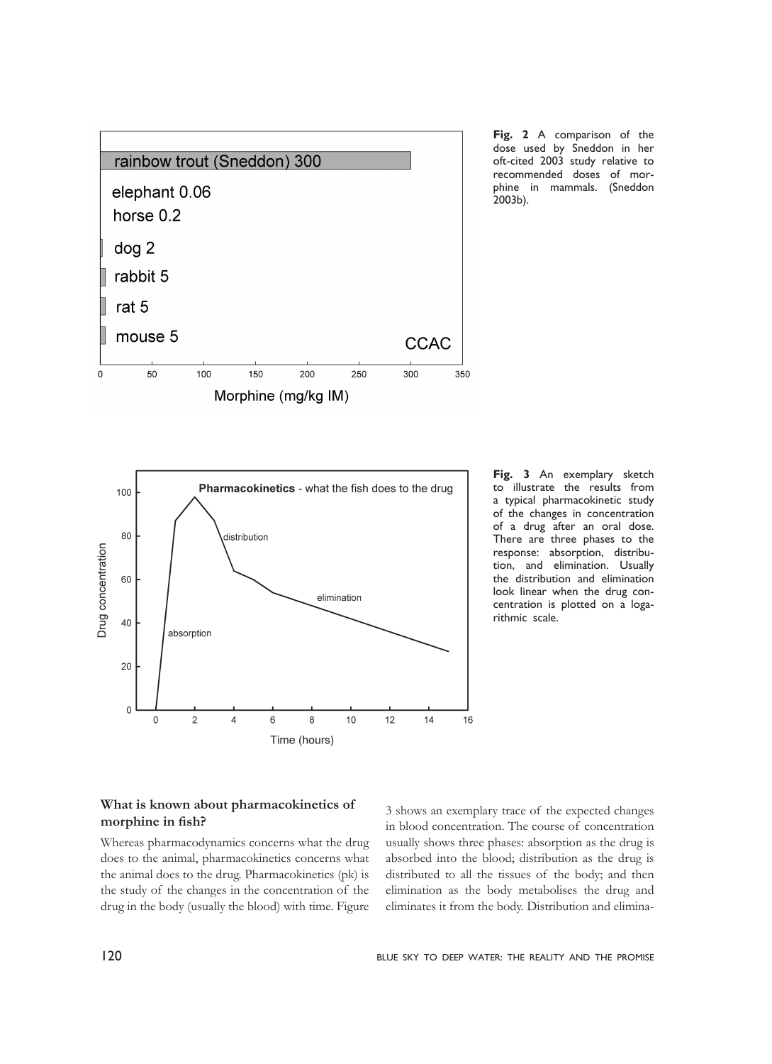**Fig. 2** A comparison of the dose used by Sneddon in her oft-cited 2003 study relative to recommended doses of morphine in mammals. (Sneddon 2003b).

**Fig. 3** An exemplary sketch to illustrate the results from a typical pharmacokinetic study of the changes in concentration of a drug after an oral dose. There are three phases to the response: absorption, distribution, and elimination. Usually the distribution and elimination look linear when the drug concentration is plotted on a logarithmic scale.

### What is known about pharmacokinetics of morphine in fish?

Whereas pharmacodynamics concerns what the drug does to the animal, pharmacokinetics concerns what the animal does to the drug. Pharmacokinetics (pk) is the study of the changes in the concentration of the drug in the body (usually the blood) with time. Figure 3 shows an exemplary trace of the expected changes in blood concentration. The course of concentration usually shows three phases: absorption as the drug is absorbed into the blood; distribution as the drug is distributed to all the tissues of the body; and then elimination as the body metabolises the drug and eliminates it from the body. Distribution and elimina-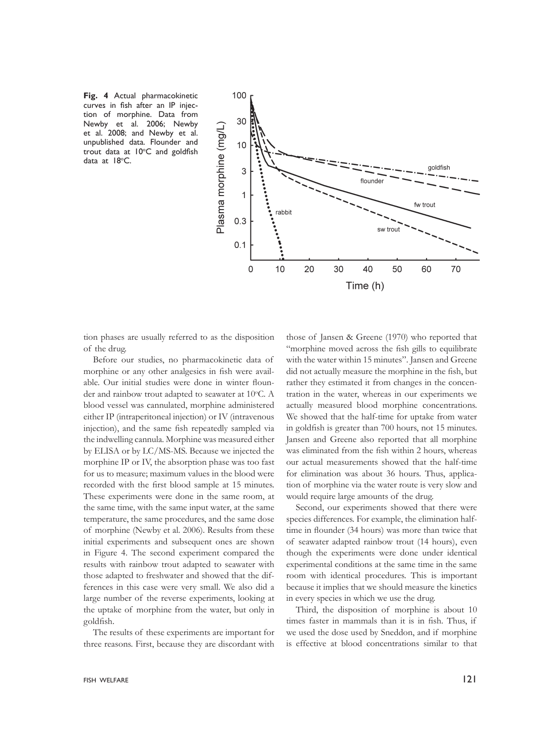**Fig. 4** Actual pharmacokinetic curves in fish after an IP injection of morphine. Data from Newby et al. 2006; Newby et al. 2008; and Newby et al. unpublished data. Flounder and trout data at 10°C and goldfish data at 18°C.

tion phases are usually referred to as the disposition of the drug.

Before our studies, no pharmacokinetic data of morphine or any other analgesics in fish were available. Our initial studies were done in winter flounder and rainbow trout adapted to seawater at 10°C. A blood vessel was cannulated, morphine administered either IP (intraperitoneal injection) or IV (intravenous injection), and the same fish repeatedly sampled via the indwelling cannula. Morphine was measured either by ELISA or by LC/MS-MS. Because we injected the morphine IP or IV, the absorption phase was too fast for us to measure; maximum values in the blood were recorded with the first blood sample at 15 minutes. These experiments were done in the same room, at the same time, with the same input water, at the same temperature, the same procedures, and the same dose of morphine (Newby et al. 2006). Results from these initial experiments and subsequent ones are shown in Figure 4. The second experiment compared the results with rainbow trout adapted to seawater with those adapted to freshwater and showed that the differences in this case were very small. We also did a large number of the reverse experiments, looking at the uptake of morphine from the water, but only in goldfish.

The results of these experiments are important for three reasons. First, because they are discordant with those of Jansen & Greene (1970) who reported that "morphine moved across the fish gills to equilibrate with the water within 15 minutes". Jansen and Greene did not actually measure the morphine in the fish, but rather they estimated it from changes in the concentration in the water, whereas in our experiments we actually measured blood morphine concentrations. We showed that the half-time for uptake from water in goldfish is greater than 700 hours, not 15 minutes. Jansen and Greene also reported that all morphine was eliminated from the fish within 2 hours, whereas our actual measurements showed that the half-time for elimination was about 36 hours. Thus, application of morphine via the water route is very slow and would require large amounts of the drug.

Second, our experiments showed that there were species differences. For example, the elimination half-time in flounder (34 hours) was more than twice that of seawater adapted rainbow trout (14 hours), even though the experiments were done under identical experimental conditions at the same time in the same room with identical procedures. This is important because it implies that we should measure the kinetics in every species in which we use the drug.

Third, the disposition of morphine is about 10 times faster in mammals than it is in fish. Thus, if we used the dose used by Sneddon, and if morphine is effective at blood concentrations similar to that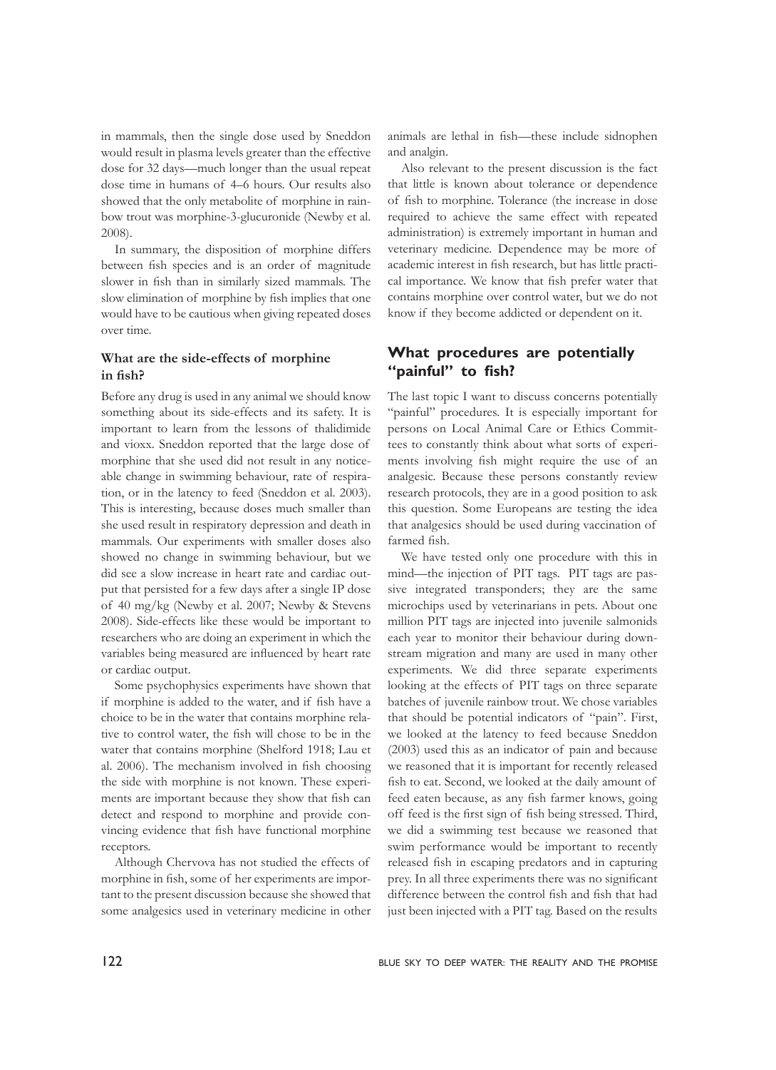in mammals, then the single dose used by Sneddon would result in plasma levels greater than the effective dose for 32 days—much longer than the usual repeat dose time in humans of 4–6 hours. Our results also showed that the only metabolite of morphine in rainbow trout was morphine-3-glucuronide (Newby et al. 2008).

In summary, the disposition of morphine differs between fish species and is an order of magnitude slower in fish than in similarly sized mammals. The slow elimination of morphine by fish implies that one would have to be cautious when giving repeated doses over time.

### What are the side-effects of morphine in fish?

Before any drug is used in any animal we should know something about its side-effects and its safety. It is important to learn from the lessons of thalidimide and vioxx. Sneddon reported that the large dose of morphine that she used did not result in any noticeable change in swimming behaviour, rate of respiration, or in the latency to feed (Sneddon et al. 2003). This is interesting, because doses much smaller than she used result in respiratory depression and death in mammals. Our experiments with smaller doses also showed no change in swimming behaviour, but we did see a slow increase in heart rate and cardiac output that persisted for a few days after a single IP dose of 40 mg/kg (Newby et al. 2007; Newby & Stevens 2008). Side-effects like these would be important to researchers who are doing an experiment in which the variables being measured are influenced by heart rate or cardiac output.

Some psychophysics experiments have shown that if morphine is added to the water, and if fish have a choice to be in the water that contains morphine relative to control water, the fish will chose to be in the water that contains morphine (Shelford 1918; Lau et al. 2006). The mechanism involved in fish choosing the side with morphine is not known. These experiments are important because they show that fish can detect and respond to morphine and provide convincing evidence that fish have functional morphine receptors.

Although Chervova has not studied the effects of morphine in fish, some of her experiments are important to the present discussion because she showed that some analgesics used in veterinary medicine in other animals are lethal in fish—these include sidnophen and analgin.

Also relevant to the present discussion is the fact that little is known about tolerance or dependence of fish to morphine. Tolerance (the increase in dose required to achieve the same effect with repeated administration) is extremely important in human and veterinary medicine. Dependence may be more of academic interest in fish research, but has little practical importance. We know that fish prefer water that contains morphine over control water, but we do not know if they become addicted or dependent on it.

## What procedures are potentially "painful" to fish?

The last topic I want to discuss concerns potentially "painful" procedures. It is especially important for persons on Local Animal Care or Ethics Committees to constantly think about what sorts of experiments involving fish might require the use of an analgesic. Because these persons constantly review research protocols, they are in a good position to ask this question. Some Europeans are testing the idea that analgesics should be used during vaccination of farmed fish.

We have tested only one procedure with this in mind—the injection of PIT tags. PIT tags are passive integrated transponders; they are the same microchips used by veterinarians in pets. About one million PIT tags are injected into juvenile salmonids each year to monitor their behaviour during downstream migration and many are used in many other experiments. We did three separate experiments looking at the effects of PIT tags on three separate batches of juvenile rainbow trout. We chose variables that should be potential indicators of "pain". First, we looked at the latency to feed because Sneddon (2003) used this as an indicator of pain and because we reasoned that it is important for recently released fish to eat. Second, we looked at the daily amount of feed eaten because, as any fish farmer knows, going off feed is the first sign of fish being stressed. Third, we did a swimming test because we reasoned that swim performance would be important to recently released fish in escaping predators and in capturing prey. In all three experiments there was no significant difference between the control fish and fish that had just been injected with a PIT tag. Based on the results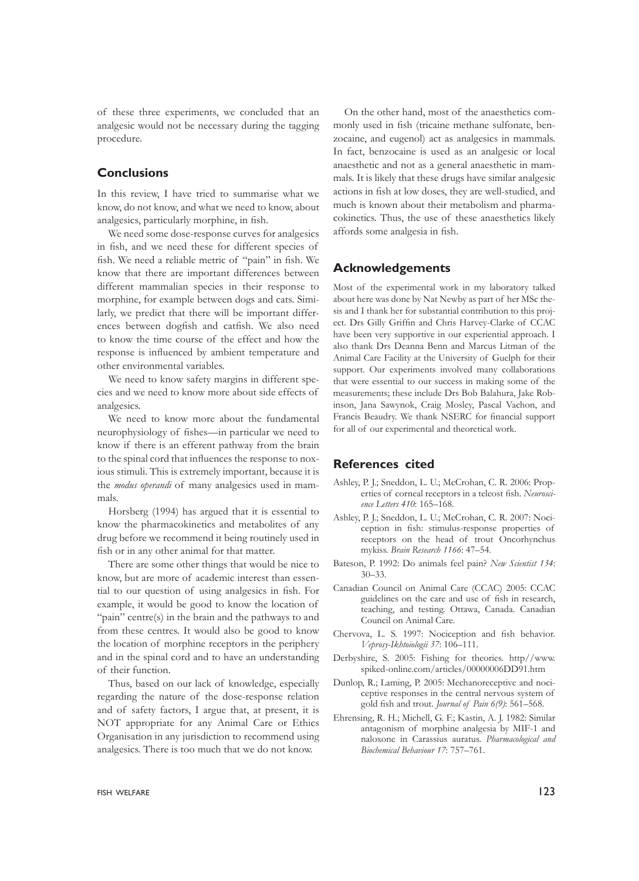of these three experiments, we concluded that an analgesic would not be necessary during the tagging procedure.

## Conclusions

In this review, I have tried to summarise what we know, do not know, and what we need to know, about analgesics, particularly morphine, in fish.

We need some dose-response curves for analgesics in fish, and we need these for different species of fish. We need a reliable metric of "pain" in fish. We know that there are important differences between different mammalian species in their response to morphine, for example between dogs and cats. Similarly, we predict that there will be important differences between dogfish and catfish. We also need to know the time course of the effect and how the response is influenced by ambient temperature and other environmental variables.

We need to know safety margins in different species and we need to know more about side effects of analgesics.

We need to know more about the fundamental neurophysiology of fishes—in particular we need to know if there is an efferent pathway from the brain to the spinal cord that influences the response to noxious stimuli. This is extremely important, because it is the *modus operandi* of many analgesics used in mammals.

Horsberg (1994) has argued that it is essential to know the pharmacokinetics and metabolites of any drug before we recommend it being routinely used in fish or in any other animal for that matter.

There are some other things that would be nice to know, but are more of academic interest than essential to our question of using analgesics in fish. For example, it would be good to know the location of "pain" centre(s) in the brain and the pathways to and from these centres. It would also be good to know the location of morphine receptors in the periphery and in the spinal cord and to have an understanding of their function.

Thus, based on our lack of knowledge, especially regarding the nature of the dose-response relation and of safety factors, I argue that, at present, it is NOT appropriate for any Animal Care or Ethics Organisation in any jurisdiction to recommend using analgesics. There is too much that we do not know.

On the other hand, most of the anaesthetics commonly used in fish (tricaine methane sulfonate, benzocaine, and eugenol) act as analgesics in mammals. In fact, benzocaine is used as an analgesic or local anaesthetic and not as a general anaesthetic in mammals. It is likely that these drugs have similar analgesic actions in fish at low doses, they are well-studied, and much is known about their metabolism and pharmacokinetics. Thus, the use of these anaesthetics likely affords some analgesia in fish.

## Acknowledgements

Most of the experimental work in my laboratory talked about here was done by Nat Newby as part of her MSc thesis and I thank her for substantial contribution to this project. Drs Gilly Griffin and Chris Harvey-Clarke of CCAC have been very supportive in our experiential approach. I also thank Drs Deanna Benn and Marcus Litman of the Animal Care Facility at the University of Guelph for their support. Our experiments involved many collaborations that were essential to our success in making some of the measurements; these include Drs Bob Balahura, Jake Robinson, Jana Sawynok, Craig Mosley, Pascal Vachon, and Francis Beaudry. We thank NSERC for financial support for all of our experimental and theoretical work.

## References cited

- Ashley, P. J.; Sneddon, L. U.; McCrohan, C. R. 2006: Properties of corneal receptors in a teleost fish. *Neuroscience Letters 410*: 165–168.
- Ashley, P. J.; Sneddon, L. U.; McCrohan, C. R. 2007: Nociception in fish: stimulus-response properties of receptors on the head of trout Oncorhynchus mykiss. *Brain Research 1166*: 47–54.
- Bateson, P. 1992: Do animals feel pain? *New Scientist 134*: 30–33.
- Canadian Council on Animal Care (CCAC) 2005: CCAC guidelines on the care and use of fish in research, teaching, and testing. Ottawa, Canada. Canadian Council on Animal Care.
- Chervova, L. S. 1997: Nociception and fish behavior. *Voprosy-Ikhtoiologii 37*: 106–111.
- Derbyshire, S. 2005: Fishing for theories. http//www.spiked-online.com/articles/00000006DD91.htm
- Dunlop, R.; Laming, P. 2005: Mechanoreceptive and nociceptive responses in the central nervous system of gold fish and trout. *Journal of Pain 6(9)*: 561–568.
- Ehrensing, R. H.; Michell, G. F.; Kastin, A. J. 1982: Similar antagonism of morphine analgesia by MIF-1 and naloxone in Carassius auratus. *Pharmacological and Biochemical Behaviour 17*: 757–761.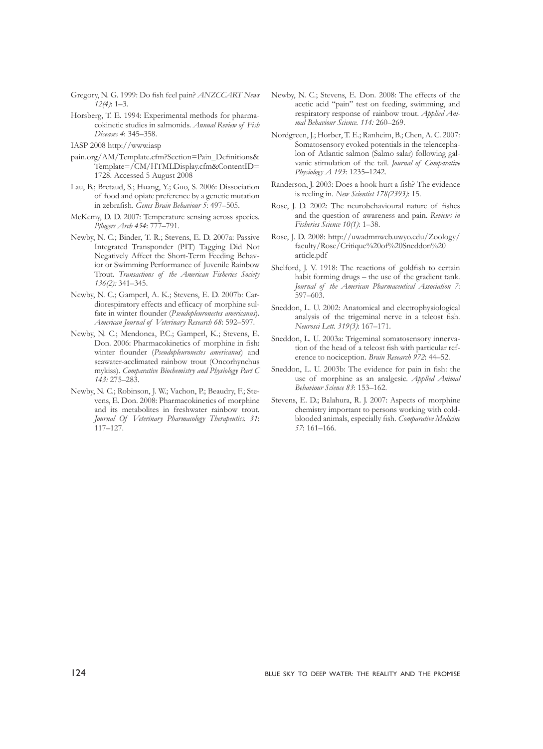Gregory, N. G. 1999: Do fish feel pain? *ANZCCART News 12(4)*: 1–3.

Horsberg, T. E. 1994: Experimental methods for pharmacokinetic studies in salmonids. *Annual Review of Fish Diseases 4*: 345–358.

IASP 2008 http://www.iasp pain.org/AM/Template.cfm?Section=Pain_Definitions&Template=/CM/HTMLDisplay.cfm&ContentID=1728. Accessed 5 August 2008

Lau, B.; Bretaud, S.; Huang, Y.; Guo, S. 2006: Dissociation of food and opiate preference by a genetic mutation in zebrafish. *Genes Brain Behaviour 5*: 497–505.

McKemy, D. D. 2007: Temperature sensing across species. *Pflugers Arch 454*: 777–791.

Newby, N. C.; Binder, T. R.; Stevens, E. D. 2007a: Passive Integrated Transponder (PIT) Tagging Did Not Negatively Affect the Short-Term Feeding Behavior or Swimming Performance of Juvenile Rainbow Trout. *Transactions of the American Fisheries Society 136(2):* 341–345.

Newby, N. C.; Gamperl, A. K.; Stevens, E. D. 2007b: Cardiorespiratory effects and efficacy of morphine sulfate in winter flounder (*Pseudopleuronectes americanus*). *American Journal of Veterinary Research 68*: 592–597.

Newby, N. C.; Mendonca, P.C.; Gamperl, K.; Stevens, E. Don. 2006: Pharmacokinetics of morphine in fish: winter flounder (*Pseudopleuronectes americanus*) and seawater-acclimated rainbow trout (Oncorhynchus mykiss). *Comparative Biochemistry and Physiology Part C 143:* 275–283.

Newby, N. C.; Robinson, J. W.; Vachon, P.; Beaudry, F.; Stevens, E. Don. 2008: Pharmacokinetics of morphine and its metabolites in freshwater rainbow trout. *Journal Of Veterinary Pharmacology Therapeutics. 31*: 117–127.

Newby, N. C.; Stevens, E. Don. 2008: The effects of the acetic acid "pain" test on feeding, swimming, and respiratory response of rainbow trout. *Applied Animal Behaviour Science. 114:* 260–269.

Nordgreen, J.; Horber, T. E.; Ranheim, B.; Chen, A. C. 2007: Somatosensory evoked potentials in the telencephalon of Atlantic salmon (Salmo salar) following galvanic stimulation of the tail. *Journal of Comparative Physiology A 193*: 1235–1242.

Randerson, J. 2003: Does a hook hurt a fish? The evidence is reeling in. *New Scientist 178(2393)*: 15.

Rose, J. D. 2002: The neurobehavioural nature of fishes and the question of awareness and pain. *Reviews in Fisheries Science 10(1)*: 1–38.

Rose, J. D. 2008: http://uwadmnweb.uwyo.edu/Zoology/faculty/Rose/Critique%20of%20Sneddon%20article.pdf

Shelford, J. V. 1918: The reactions of goldfish to certain habit forming drugs – the use of the gradient tank. *Journal of the American Pharmaceutical Association 7*: 597–603.

Sneddon, L. U. 2002: Anatomical and electrophysiological analysis of the trigeminal nerve in a teleost fish. *Neurosci Lett. 319(3)*: 167–171.

Sneddon, L. U. 2003a: Trigeminal somatosensory innervation of the head of a teleost fish with particular reference to nociception. *Brain Research 972*: 44–52.

Sneddon, L. U. 2003b: The evidence for pain in fish: the use of morphine as an analgesic. *Applied Animal Behaviour Science 83*: 153–162.

Stevens, E. D.; Balahura, R. J. 2007: Aspects of morphine chemistry important to persons working with cold-blooded animals, especially fish. *Comparative Medicine 57*: 161–166.